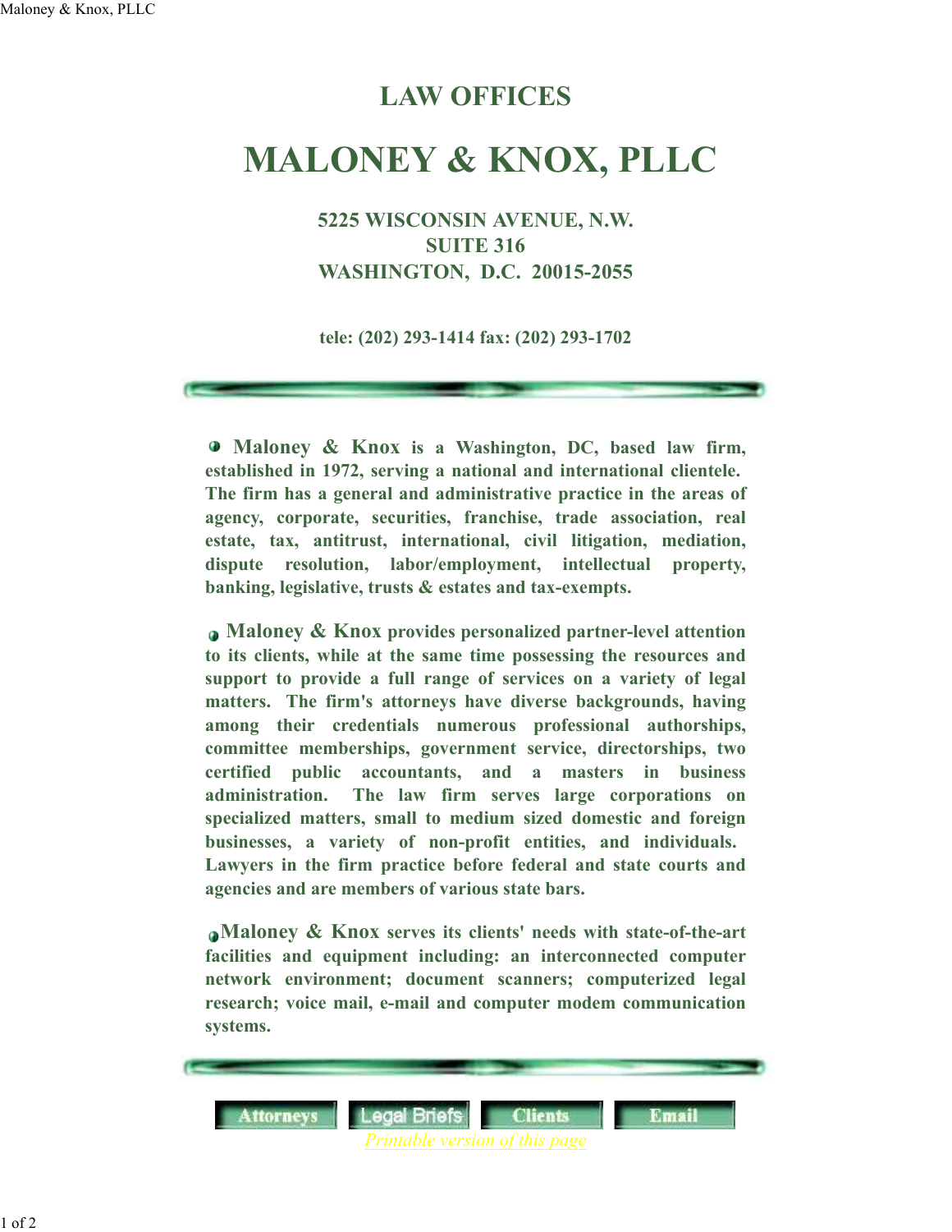# LAW OFFICES

# MALONEY & KNOX, PLLC

**5225 WISCONSIN AVENUE, N.W.**
**SUITE 316**
**WASHINGTON, D.C. 20015-2055**

**tele: (202) 293-1414 fax: (202) 293-1702**

---

- **Maloney & Knox** is a Washington, DC, based law firm, established in 1972, serving a national and international clientele. The firm has a general and administrative practice in the areas of agency, corporate, securities, franchise, trade association, real estate, tax, antitrust, international, civil litigation, mediation, dispute resolution, labor/employment, intellectual property, banking, legislative, trusts & estates and tax-exempts.

- **Maloney & Knox** provides personalized partner-level attention to its clients, while at the same time possessing the resources and support to provide a full range of services on a variety of legal matters. The firm's attorneys have diverse backgrounds, having among their credentials numerous professional authorships, committee memberships, government service, directorships, two certified public accountants, and a masters in business administration. The law firm serves large corporations on specialized matters, small to medium sized domestic and foreign businesses, a variety of non-profit entities, and individuals. Lawyers in the firm practice before federal and state courts and agencies and are members of various state bars.

- **Maloney & Knox** serves its clients' needs with state-of-the-art facilities and equipment including: an interconnected computer network environment; document scanners; computerized legal research; voice mail, e-mail and computer modem communication systems.

---

Attorneys | Legal Briefs | Clients | Email

*Printable version of this page*